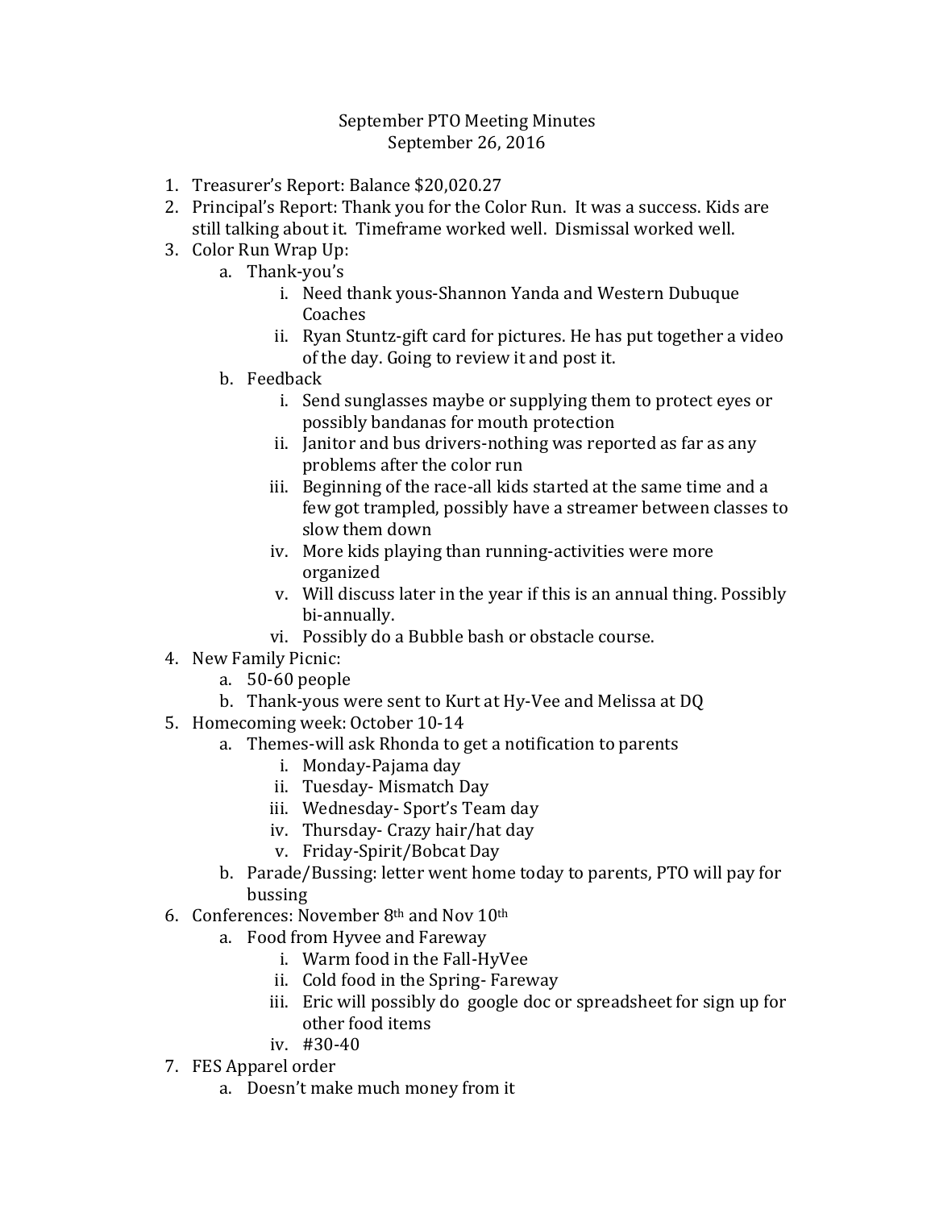# September PTO Meeting Minutes

September 26, 2016

1. Treasurer's Report: Balance $20,020.27
2. Principal's Report: Thank you for the Color Run. It was a success. Kids are still talking about it. Timeframe worked well. Dismissal worked well.
3. Color Run Wrap Up:
   a. Thank-you's
      i. Need thank yous-Shannon Yanda and Western Dubuque Coaches
      ii. Ryan Stuntz-gift card for pictures. He has put together a video of the day. Going to review it and post it.
   b. Feedback
      i. Send sunglasses maybe or supplying them to protect eyes or possibly bandanas for mouth protection
      ii. Janitor and bus drivers-nothing was reported as far as any problems after the color run
      iii. Beginning of the race-all kids started at the same time and a few got trampled, possibly have a streamer between classes to slow them down
      iv. More kids playing than running-activities were more organized
      v. Will discuss later in the year if this is an annual thing. Possibly bi-annually.
      vi. Possibly do a Bubble bash or obstacle course.
4. New Family Picnic:
   a. 50-60 people
   b. Thank-yous were sent to Kurt at Hy-Vee and Melissa at DQ
5. Homecoming week: October 10-14
   a. Themes-will ask Rhonda to get a notification to parents
      i. Monday-Pajama day
      ii. Tuesday- Mismatch Day
      iii. Wednesday- Sport's Team day
      iv. Thursday- Crazy hair/hat day
      v. Friday-Spirit/Bobcat Day
   b. Parade/Bussing: letter went home today to parents, PTO will pay for bussing
6. Conferences: November 8th and Nov 10th
   a. Food from Hyvee and Fareway
      i. Warm food in the Fall-HyVee
      ii. Cold food in the Spring- Fareway
      iii. Eric will possibly do google doc or spreadsheet for sign up for other food items
      iv. #30-40
7. FES Apparel order
   a. Doesn't make much money from it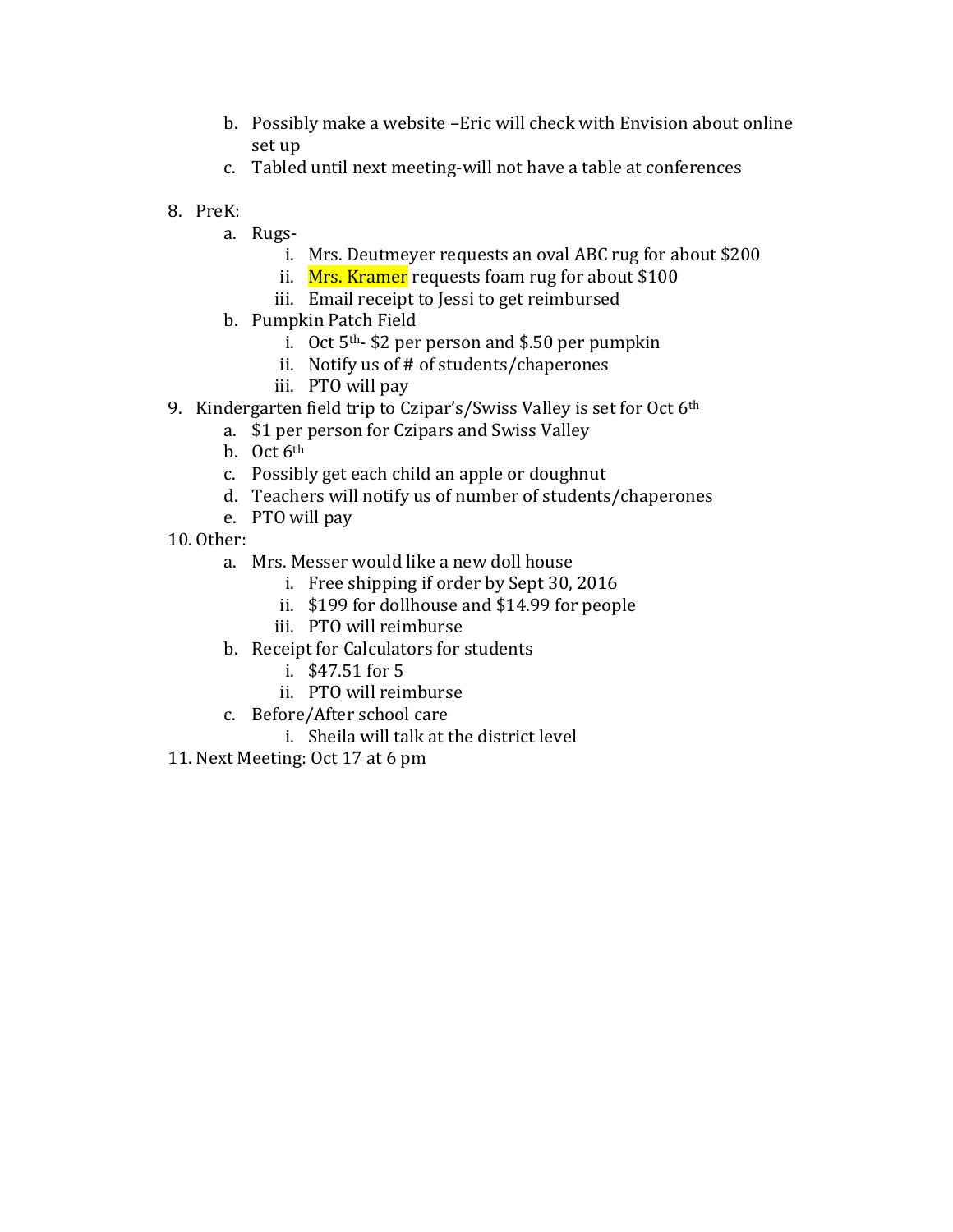b. Possibly make a website –Eric will check with Envision about online set up
   c. Tabled until next meeting-will not have a table at conferences

8. PreK:
   a. Rugs-
      i. Mrs. Deutmeyer requests an oval ABC rug for about $200
      ii. Mrs. Kramer requests foam rug for about $100
      iii. Email receipt to Jessi to get reimbursed
   b. Pumpkin Patch Field
      i. Oct 5th- $2 per person and $.50 per pumpkin
      ii. Notify us of # of students/chaperones
      iii. PTO will pay
9. Kindergarten field trip to Czipar's/Swiss Valley is set for Oct 6th
   a. $1 per person for Czipars and Swiss Valley
   b. Oct 6th
   c. Possibly get each child an apple or doughnut
   d. Teachers will notify us of number of students/chaperones
   e. PTO will pay
10. Other:
    a. Mrs. Messer would like a new doll house
       i. Free shipping if order by Sept 30, 2016
       ii. $199 for dollhouse and $14.99 for people
       iii. PTO will reimburse
    b. Receipt for Calculators for students
       i. $47.51 for 5
       ii. PTO will reimburse
    c. Before/After school care
       i. Sheila will talk at the district level
11. Next Meeting: Oct 17 at 6 pm